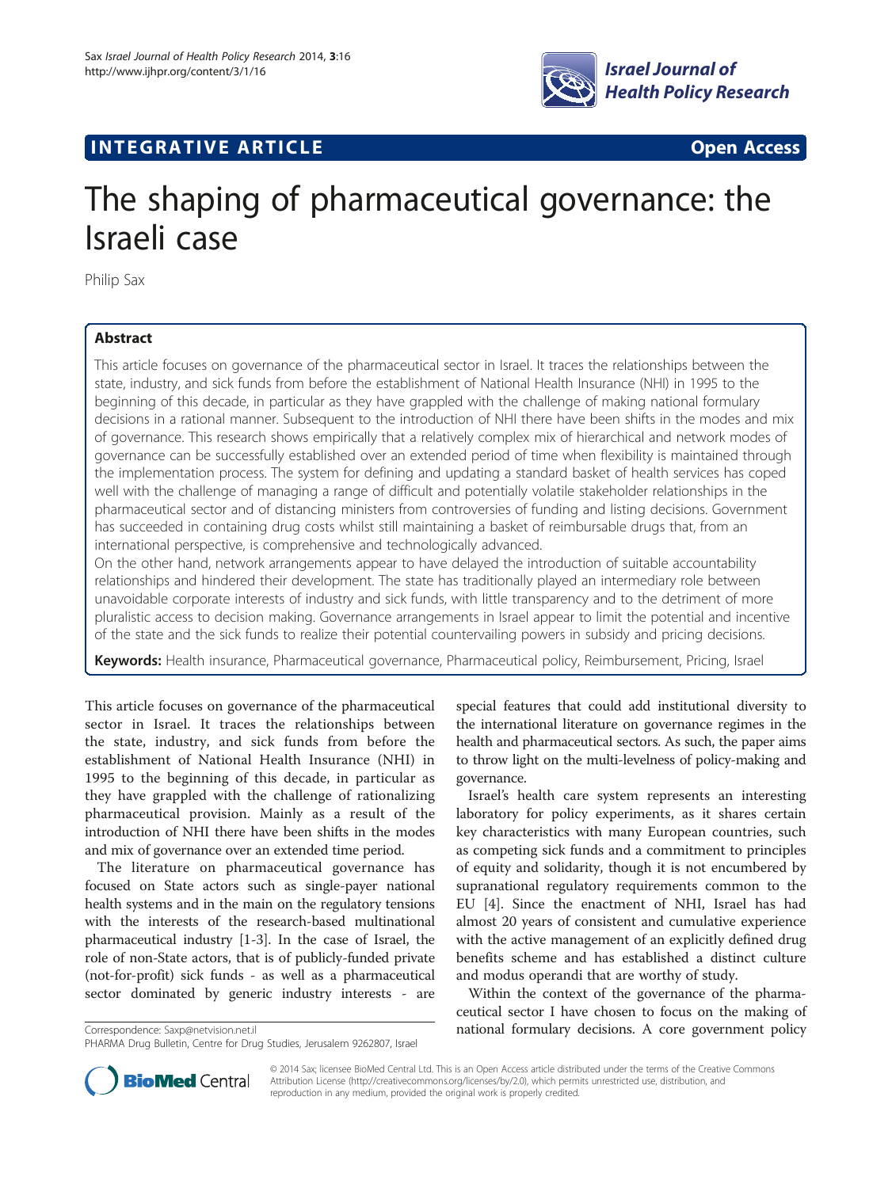INTEGRATIVE ARTICLE **Open Access**

# The shaping of pharmaceutical governance: the Israeli case

Philip Sax

## Abstract

This article focuses on governance of the pharmaceutical sector in Israel. It traces the relationships between the state, industry, and sick funds from before the establishment of National Health Insurance (NHI) in 1995 to the beginning of this decade, in particular as they have grappled with the challenge of making national formulary decisions in a rational manner. Subsequent to the introduction of NHI there have been shifts in the modes and mix of governance. This research shows empirically that a relatively complex mix of hierarchical and network modes of governance can be successfully established over an extended period of time when flexibility is maintained through the implementation process. The system for defining and updating a standard basket of health services has coped well with the challenge of managing a range of difficult and potentially volatile stakeholder relationships in the pharmaceutical sector and of distancing ministers from controversies of funding and listing decisions. Government has succeeded in containing drug costs whilst still maintaining a basket of reimbursable drugs that, from an international perspective, is comprehensive and technologically advanced.

On the other hand, network arrangements appear to have delayed the introduction of suitable accountability relationships and hindered their development. The state has traditionally played an intermediary role between unavoidable corporate interests of industry and sick funds, with little transparency and to the detriment of more pluralistic access to decision making. Governance arrangements in Israel appear to limit the potential and incentive of the state and the sick funds to realize their potential countervailing powers in subsidy and pricing decisions.

**Keywords:** Health insurance, Pharmaceutical governance, Pharmaceutical policy, Reimbursement, Pricing, Israel

This article focuses on governance of the pharmaceutical sector in Israel. It traces the relationships between the state, industry, and sick funds from before the establishment of National Health Insurance (NHI) in 1995 to the beginning of this decade, in particular as they have grappled with the challenge of rationalizing pharmaceutical provision. Mainly as a result of the introduction of NHI there have been shifts in the modes and mix of governance over an extended time period.

The literature on pharmaceutical governance has focused on State actors such as single-payer national health systems and in the main on the regulatory tensions with the interests of the research-based multinational pharmaceutical industry [1-3]. In the case of Israel, the role of non-State actors, that is of publicly-funded private (not-for-profit) sick funds - as well as a pharmaceutical sector dominated by generic industry interests - are special features that could add institutional diversity to the international literature on governance regimes in the health and pharmaceutical sectors. As such, the paper aims to throw light on the multi-levelness of policy-making and governance.

Israel's health care system represents an interesting laboratory for policy experiments, as it shares certain key characteristics with many European countries, such as competing sick funds and a commitment to principles of equity and solidarity, though it is not encumbered by supranational regulatory requirements common to the EU [4]. Since the enactment of NHI, Israel has had almost 20 years of consistent and cumulative experience with the active management of an explicitly defined drug benefits scheme and has established a distinct culture and modus operandi that are worthy of study.

Within the context of the governance of the pharmaceutical sector I have chosen to focus on the making of national formulary decisions. A core government policy

Correspondence: Saxp@netvision.net.il
PHARMA Drug Bulletin, Centre for Drug Studies, Jerusalem 9262807, Israel

© 2014 Sax; licensee BioMed Central Ltd. This is an Open Access article distributed under the terms of the Creative Commons Attribution License (http://creativecommons.org/licenses/by/2.0), which permits unrestricted use, distribution, and reproduction in any medium, provided the original work is properly credited.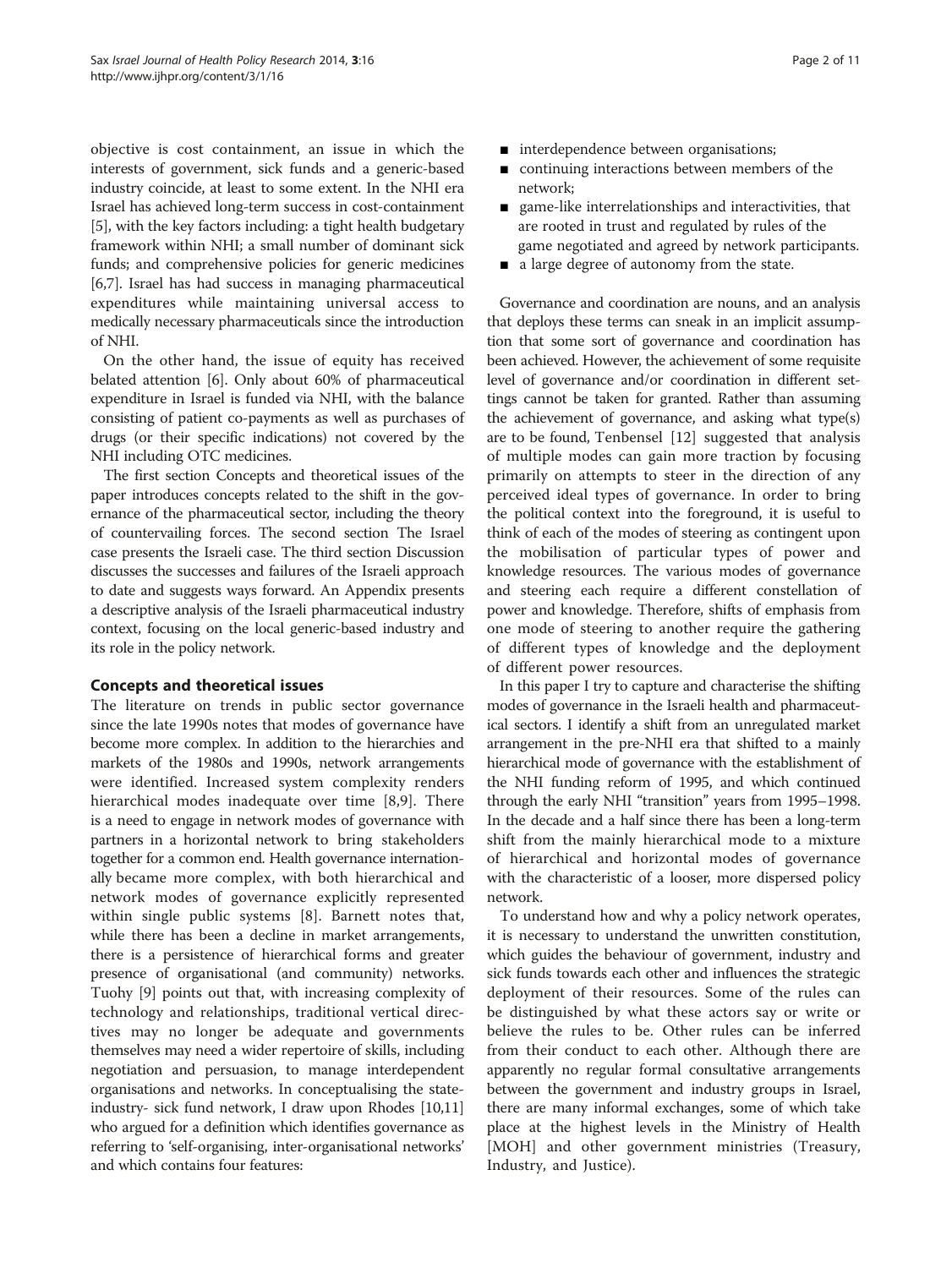objective is cost containment, an issue in which the interests of government, sick funds and a generic-based industry coincide, at least to some extent. In the NHI era Israel has achieved long-term success in cost-containment [5], with the key factors including: a tight health budgetary framework within NHI; a small number of dominant sick funds; and comprehensive policies for generic medicines [6,7]. Israel has had success in managing pharmaceutical expenditures while maintaining universal access to medically necessary pharmaceuticals since the introduction of NHI.

On the other hand, the issue of equity has received belated attention [6]. Only about 60% of pharmaceutical expenditure in Israel is funded via NHI, with the balance consisting of patient co-payments as well as purchases of drugs (or their specific indications) not covered by the NHI including OTC medicines.

The first section Concepts and theoretical issues of the paper introduces concepts related to the shift in the governance of the pharmaceutical sector, including the theory of countervailing forces. The second section The Israel case presents the Israeli case. The third section Discussion discusses the successes and failures of the Israeli approach to date and suggests ways forward. An Appendix presents a descriptive analysis of the Israeli pharmaceutical industry context, focusing on the local generic-based industry and its role in the policy network.

## Concepts and theoretical issues

The literature on trends in public sector governance since the late 1990s notes that modes of governance have become more complex. In addition to the hierarchies and markets of the 1980s and 1990s, network arrangements were identified. Increased system complexity renders hierarchical modes inadequate over time [8,9]. There is a need to engage in network modes of governance with partners in a horizontal network to bring stakeholders together for a common end. Health governance internationally became more complex, with both hierarchical and network modes of governance explicitly represented within single public systems [8]. Barnett notes that, while there has been a decline in market arrangements, there is a persistence of hierarchical forms and greater presence of organisational (and community) networks. Tuohy [9] points out that, with increasing complexity of technology and relationships, traditional vertical directives may no longer be adequate and governments themselves may need a wider repertoire of skills, including negotiation and persuasion, to manage interdependent organisations and networks. In conceptualising the state-industry- sick fund network, I draw upon Rhodes [10,11] who argued for a definition which identifies governance as referring to 'self-organising, inter-organisational networks' and which contains four features:

- interdependence between organisations;
- continuing interactions between members of the network;
- game-like interrelationships and interactivities, that are rooted in trust and regulated by rules of the game negotiated and agreed by network participants.
- a large degree of autonomy from the state.

Governance and coordination are nouns, and an analysis that deploys these terms can sneak in an implicit assumption that some sort of governance and coordination has been achieved. However, the achievement of some requisite level of governance and/or coordination in different settings cannot be taken for granted. Rather than assuming the achievement of governance, and asking what type(s) are to be found, Tenbensel [12] suggested that analysis of multiple modes can gain more traction by focusing primarily on attempts to steer in the direction of any perceived ideal types of governance. In order to bring the political context into the foreground, it is useful to think of each of the modes of steering as contingent upon the mobilisation of particular types of power and knowledge resources. The various modes of governance and steering each require a different constellation of power and knowledge. Therefore, shifts of emphasis from one mode of steering to another require the gathering of different types of knowledge and the deployment of different power resources.

In this paper I try to capture and characterise the shifting modes of governance in the Israeli health and pharmaceutical sectors. I identify a shift from an unregulated market arrangement in the pre-NHI era that shifted to a mainly hierarchical mode of governance with the establishment of the NHI funding reform of 1995, and which continued through the early NHI "transition" years from 1995–1998. In the decade and a half since there has been a long-term shift from the mainly hierarchical mode to a mixture of hierarchical and horizontal modes of governance with the characteristic of a looser, more dispersed policy network.

To understand how and why a policy network operates, it is necessary to understand the unwritten constitution, which guides the behaviour of government, industry and sick funds towards each other and influences the strategic deployment of their resources. Some of the rules can be distinguished by what these actors say or write or believe the rules to be. Other rules can be inferred from their conduct to each other. Although there are apparently no regular formal consultative arrangements between the government and industry groups in Israel, there are many informal exchanges, some of which take place at the highest levels in the Ministry of Health [MOH] and other government ministries (Treasury, Industry, and Justice).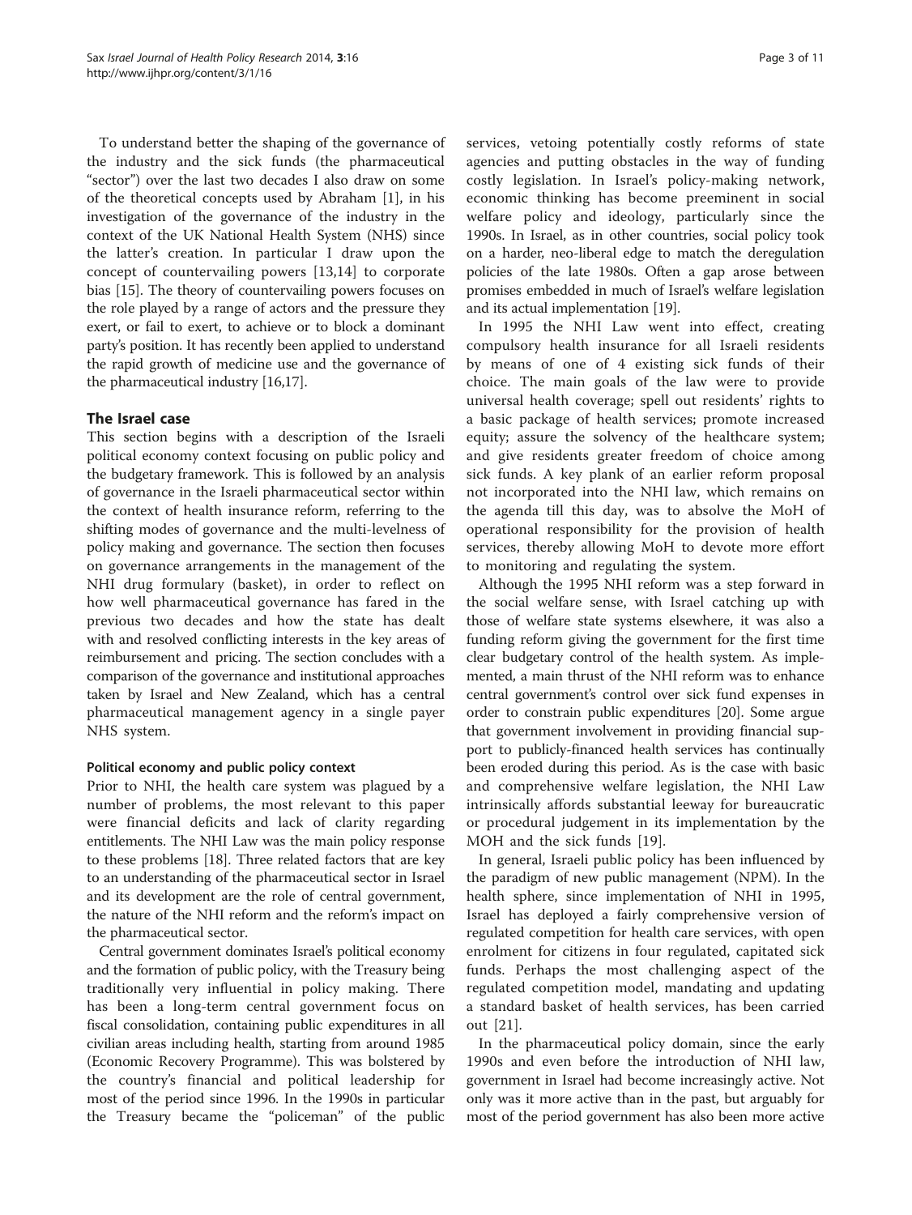To understand better the shaping of the governance of the industry and the sick funds (the pharmaceutical "sector") over the last two decades I also draw on some of the theoretical concepts used by Abraham [1], in his investigation of the governance of the industry in the context of the UK National Health System (NHS) since the latter's creation. In particular I draw upon the concept of countervailing powers [13,14] to corporate bias [15]. The theory of countervailing powers focuses on the role played by a range of actors and the pressure they exert, or fail to exert, to achieve or to block a dominant party's position. It has recently been applied to understand the rapid growth of medicine use and the governance of the pharmaceutical industry [16,17].

## The Israel case

This section begins with a description of the Israeli political economy context focusing on public policy and the budgetary framework. This is followed by an analysis of governance in the Israeli pharmaceutical sector within the context of health insurance reform, referring to the shifting modes of governance and the multi-levelness of policy making and governance. The section then focuses on governance arrangements in the management of the NHI drug formulary (basket), in order to reflect on how well pharmaceutical governance has fared in the previous two decades and how the state has dealt with and resolved conflicting interests in the key areas of reimbursement and pricing. The section concludes with a comparison of the governance and institutional approaches taken by Israel and New Zealand, which has a central pharmaceutical management agency in a single payer NHS system.

### Political economy and public policy context

Prior to NHI, the health care system was plagued by a number of problems, the most relevant to this paper were financial deficits and lack of clarity regarding entitlements. The NHI Law was the main policy response to these problems [18]. Three related factors that are key to an understanding of the pharmaceutical sector in Israel and its development are the role of central government, the nature of the NHI reform and the reform's impact on the pharmaceutical sector.

Central government dominates Israel's political economy and the formation of public policy, with the Treasury being traditionally very influential in policy making. There has been a long-term central government focus on fiscal consolidation, containing public expenditures in all civilian areas including health, starting from around 1985 (Economic Recovery Programme). This was bolstered by the country's financial and political leadership for most of the period since 1996. In the 1990s in particular the Treasury became the "policeman" of the public services, vetoing potentially costly reforms of state agencies and putting obstacles in the way of funding costly legislation. In Israel's policy-making network, economic thinking has become preeminent in social welfare policy and ideology, particularly since the 1990s. In Israel, as in other countries, social policy took on a harder, neo-liberal edge to match the deregulation policies of the late 1980s. Often a gap arose between promises embedded in much of Israel's welfare legislation and its actual implementation [19].

In 1995 the NHI Law went into effect, creating compulsory health insurance for all Israeli residents by means of one of 4 existing sick funds of their choice. The main goals of the law were to provide universal health coverage; spell out residents' rights to a basic package of health services; promote increased equity; assure the solvency of the healthcare system; and give residents greater freedom of choice among sick funds. A key plank of an earlier reform proposal not incorporated into the NHI law, which remains on the agenda till this day, was to absolve the MoH of operational responsibility for the provision of health services, thereby allowing MoH to devote more effort to monitoring and regulating the system.

Although the 1995 NHI reform was a step forward in the social welfare sense, with Israel catching up with those of welfare state systems elsewhere, it was also a funding reform giving the government for the first time clear budgetary control of the health system. As implemented, a main thrust of the NHI reform was to enhance central government's control over sick fund expenses in order to constrain public expenditures [20]. Some argue that government involvement in providing financial support to publicly-financed health services has continually been eroded during this period. As is the case with basic and comprehensive welfare legislation, the NHI Law intrinsically affords substantial leeway for bureaucratic or procedural judgement in its implementation by the MOH and the sick funds [19].

In general, Israeli public policy has been influenced by the paradigm of new public management (NPM). In the health sphere, since implementation of NHI in 1995, Israel has deployed a fairly comprehensive version of regulated competition for health care services, with open enrolment for citizens in four regulated, capitated sick funds. Perhaps the most challenging aspect of the regulated competition model, mandating and updating a standard basket of health services, has been carried out [21].

In the pharmaceutical policy domain, since the early 1990s and even before the introduction of NHI law, government in Israel had become increasingly active. Not only was it more active than in the past, but arguably for most of the period government has also been more active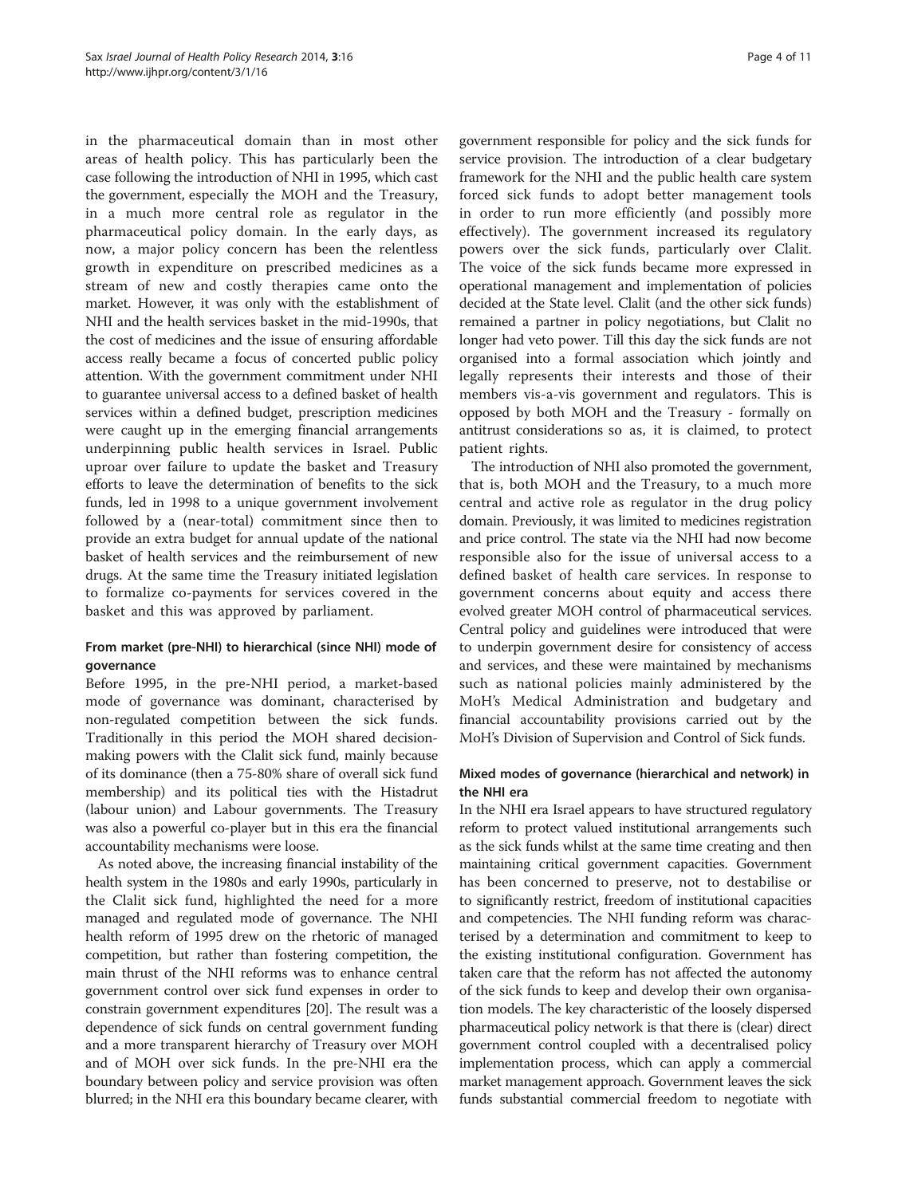in the pharmaceutical domain than in most other areas of health policy. This has particularly been the case following the introduction of NHI in 1995, which cast the government, especially the MOH and the Treasury, in a much more central role as regulator in the pharmaceutical policy domain. In the early days, as now, a major policy concern has been the relentless growth in expenditure on prescribed medicines as a stream of new and costly therapies came onto the market. However, it was only with the establishment of NHI and the health services basket in the mid-1990s, that the cost of medicines and the issue of ensuring affordable access really became a focus of concerted public policy attention. With the government commitment under NHI to guarantee universal access to a defined basket of health services within a defined budget, prescription medicines were caught up in the emerging financial arrangements underpinning public health services in Israel. Public uproar over failure to update the basket and Treasury efforts to leave the determination of benefits to the sick funds, led in 1998 to a unique government involvement followed by a (near-total) commitment since then to provide an extra budget for annual update of the national basket of health services and the reimbursement of new drugs. At the same time the Treasury initiated legislation to formalize co-payments for services covered in the basket and this was approved by parliament.

### From market (pre-NHI) to hierarchical (since NHI) mode of governance

Before 1995, in the pre-NHI period, a market-based mode of governance was dominant, characterised by non-regulated competition between the sick funds. Traditionally in this period the MOH shared decision-making powers with the Clalit sick fund, mainly because of its dominance (then a 75-80% share of overall sick fund membership) and its political ties with the Histadrut (labour union) and Labour governments. The Treasury was also a powerful co-player but in this era the financial accountability mechanisms were loose.

As noted above, the increasing financial instability of the health system in the 1980s and early 1990s, particularly in the Clalit sick fund, highlighted the need for a more managed and regulated mode of governance. The NHI health reform of 1995 drew on the rhetoric of managed competition, but rather than fostering competition, the main thrust of the NHI reforms was to enhance central government control over sick fund expenses in order to constrain government expenditures [20]. The result was a dependence of sick funds on central government funding and a more transparent hierarchy of Treasury over MOH and of MOH over sick funds. In the pre-NHI era the boundary between policy and service provision was often blurred; in the NHI era this boundary became clearer, with government responsible for policy and the sick funds for service provision. The introduction of a clear budgetary framework for the NHI and the public health care system forced sick funds to adopt better management tools in order to run more efficiently (and possibly more effectively). The government increased its regulatory powers over the sick funds, particularly over Clalit. The voice of the sick funds became more expressed in operational management and implementation of policies decided at the State level. Clalit (and the other sick funds) remained a partner in policy negotiations, but Clalit no longer had veto power. Till this day the sick funds are not organised into a formal association which jointly and legally represents their interests and those of their members vis-a-vis government and regulators. This is opposed by both MOH and the Treasury - formally on antitrust considerations so as, it is claimed, to protect patient rights.

The introduction of NHI also promoted the government, that is, both MOH and the Treasury, to a much more central and active role as regulator in the drug policy domain. Previously, it was limited to medicines registration and price control. The state via the NHI had now become responsible also for the issue of universal access to a defined basket of health care services. In response to government concerns about equity and access there evolved greater MOH control of pharmaceutical services. Central policy and guidelines were introduced that were to underpin government desire for consistency of access and services, and these were maintained by mechanisms such as national policies mainly administered by the MoH's Medical Administration and budgetary and financial accountability provisions carried out by the MoH's Division of Supervision and Control of Sick funds.

### Mixed modes of governance (hierarchical and network) in the NHI era

In the NHI era Israel appears to have structured regulatory reform to protect valued institutional arrangements such as the sick funds whilst at the same time creating and then maintaining critical government capacities. Government has been concerned to preserve, not to destabilise or to significantly restrict, freedom of institutional capacities and competencies. The NHI funding reform was characterised by a determination and commitment to keep to the existing institutional configuration. Government has taken care that the reform has not affected the autonomy of the sick funds to keep and develop their own organisation models. The key characteristic of the loosely dispersed pharmaceutical policy network is that there is (clear) direct government control coupled with a decentralised policy implementation process, which can apply a commercial market management approach. Government leaves the sick funds substantial commercial freedom to negotiate with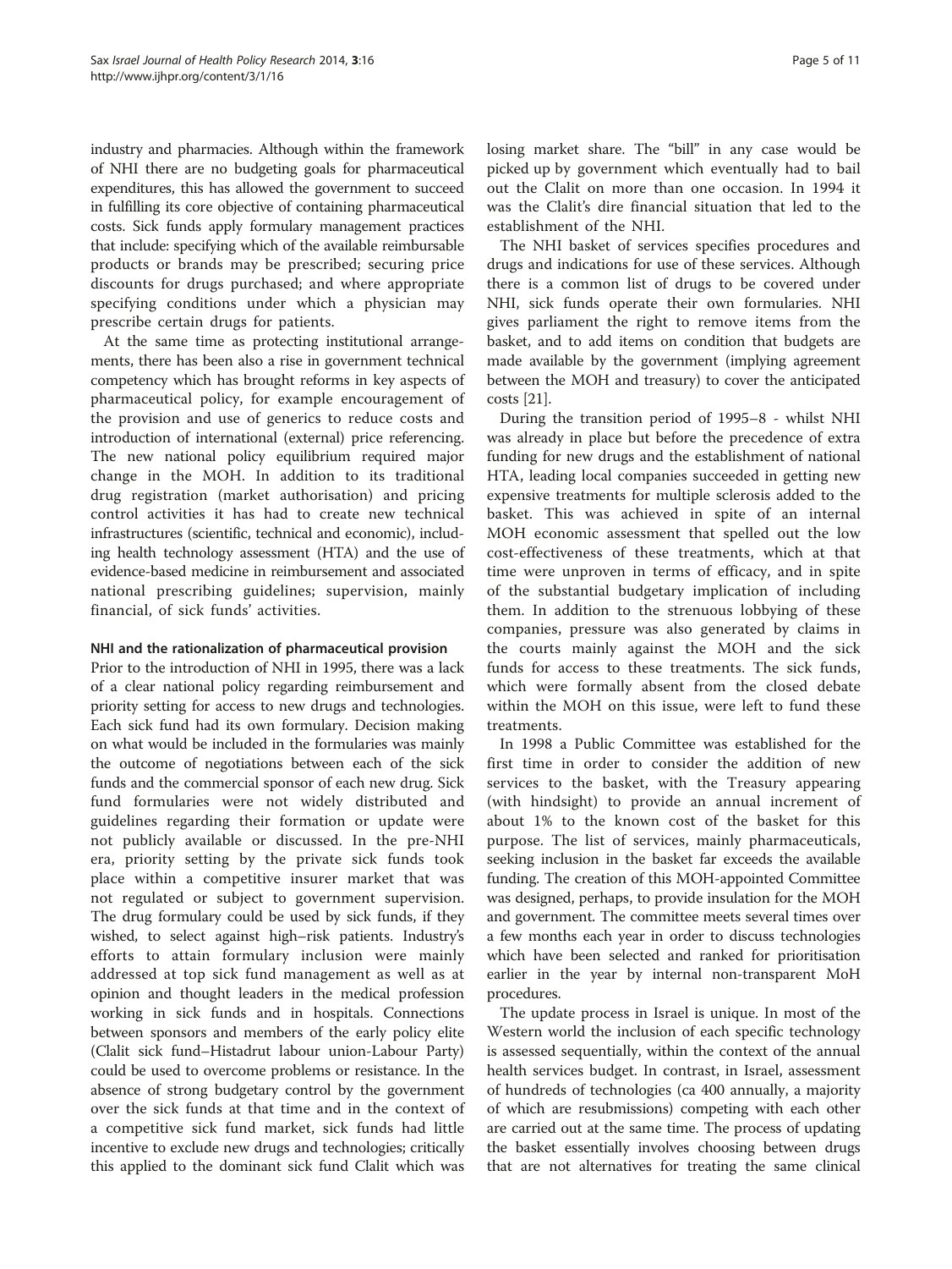industry and pharmacies. Although within the framework of NHI there are no budgeting goals for pharmaceutical expenditures, this has allowed the government to succeed in fulfilling its core objective of containing pharmaceutical costs. Sick funds apply formulary management practices that include: specifying which of the available reimbursable products or brands may be prescribed; securing price discounts for drugs purchased; and where appropriate specifying conditions under which a physician may prescribe certain drugs for patients.

At the same time as protecting institutional arrangements, there has been also a rise in government technical competency which has brought reforms in key aspects of pharmaceutical policy, for example encouragement of the provision and use of generics to reduce costs and introduction of international (external) price referencing. The new national policy equilibrium required major change in the MOH. In addition to its traditional drug registration (market authorisation) and pricing control activities it has had to create new technical infrastructures (scientific, technical and economic), including health technology assessment (HTA) and the use of evidence-based medicine in reimbursement and associated national prescribing guidelines; supervision, mainly financial, of sick funds' activities.

#### NHI and the rationalization of pharmaceutical provision

Prior to the introduction of NHI in 1995, there was a lack of a clear national policy regarding reimbursement and priority setting for access to new drugs and technologies. Each sick fund had its own formulary. Decision making on what would be included in the formularies was mainly the outcome of negotiations between each of the sick funds and the commercial sponsor of each new drug. Sick fund formularies were not widely distributed and guidelines regarding their formation or update were not publicly available or discussed. In the pre-NHI era, priority setting by the private sick funds took place within a competitive insurer market that was not regulated or subject to government supervision. The drug formulary could be used by sick funds, if they wished, to select against high–risk patients. Industry's efforts to attain formulary inclusion were mainly addressed at top sick fund management as well as at opinion and thought leaders in the medical profession working in sick funds and in hospitals. Connections between sponsors and members of the early policy elite (Clalit sick fund–Histadrut labour union-Labour Party) could be used to overcome problems or resistance. In the absence of strong budgetary control by the government over the sick funds at that time and in the context of a competitive sick fund market, sick funds had little incentive to exclude new drugs and technologies; critically this applied to the dominant sick fund Clalit which was losing market share. The "bill" in any case would be picked up by government which eventually had to bail out the Clalit on more than one occasion. In 1994 it was the Clalit's dire financial situation that led to the establishment of the NHI.

The NHI basket of services specifies procedures and drugs and indications for use of these services. Although there is a common list of drugs to be covered under NHI, sick funds operate their own formularies. NHI gives parliament the right to remove items from the basket, and to add items on condition that budgets are made available by the government (implying agreement between the MOH and treasury) to cover the anticipated costs [21].

During the transition period of 1995–8 - whilst NHI was already in place but before the precedence of extra funding for new drugs and the establishment of national HTA, leading local companies succeeded in getting new expensive treatments for multiple sclerosis added to the basket. This was achieved in spite of an internal MOH economic assessment that spelled out the low cost-effectiveness of these treatments, which at that time were unproven in terms of efficacy, and in spite of the substantial budgetary implication of including them. In addition to the strenuous lobbying of these companies, pressure was also generated by claims in the courts mainly against the MOH and the sick funds for access to these treatments. The sick funds, which were formally absent from the closed debate within the MOH on this issue, were left to fund these treatments.

In 1998 a Public Committee was established for the first time in order to consider the addition of new services to the basket, with the Treasury appearing (with hindsight) to provide an annual increment of about 1% to the known cost of the basket for this purpose. The list of services, mainly pharmaceuticals, seeking inclusion in the basket far exceeds the available funding. The creation of this MOH-appointed Committee was designed, perhaps, to provide insulation for the MOH and government. The committee meets several times over a few months each year in order to discuss technologies which have been selected and ranked for prioritisation earlier in the year by internal non-transparent MoH procedures.

The update process in Israel is unique. In most of the Western world the inclusion of each specific technology is assessed sequentially, within the context of the annual health services budget. In contrast, in Israel, assessment of hundreds of technologies (ca 400 annually, a majority of which are resubmissions) competing with each other are carried out at the same time. The process of updating the basket essentially involves choosing between drugs that are not alternatives for treating the same clinical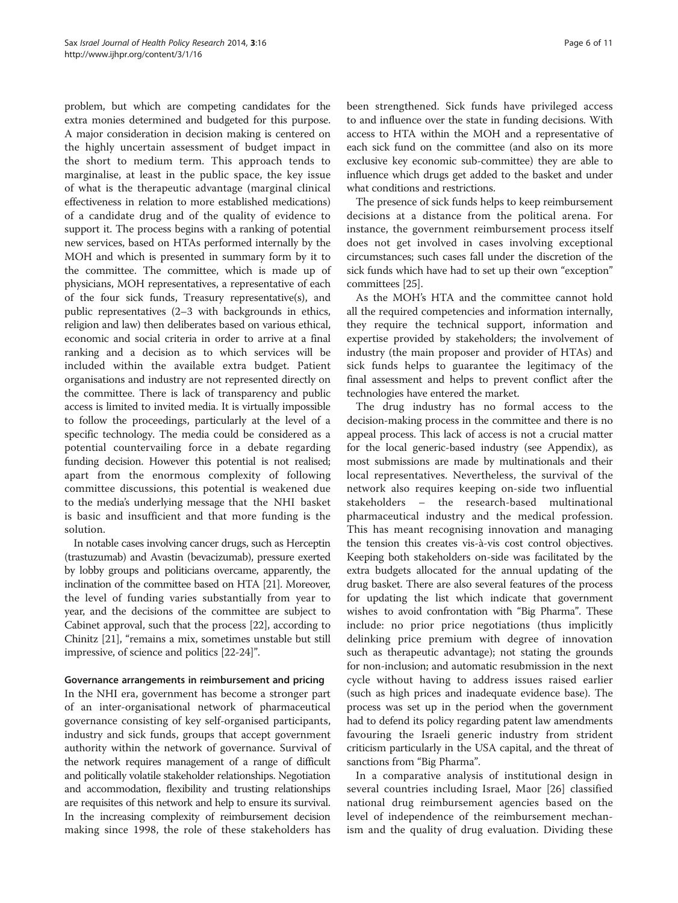problem, but which are competing candidates for the extra monies determined and budgeted for this purpose. A major consideration in decision making is centered on the highly uncertain assessment of budget impact in the short to medium term. This approach tends to marginalise, at least in the public space, the key issue of what is the therapeutic advantage (marginal clinical effectiveness in relation to more established medications) of a candidate drug and of the quality of evidence to support it. The process begins with a ranking of potential new services, based on HTAs performed internally by the MOH and which is presented in summary form by it to the committee. The committee, which is made up of physicians, MOH representatives, a representative of each of the four sick funds, Treasury representative(s), and public representatives (2–3 with backgrounds in ethics, religion and law) then deliberates based on various ethical, economic and social criteria in order to arrive at a final ranking and a decision as to which services will be included within the available extra budget. Patient organisations and industry are not represented directly on the committee. There is lack of transparency and public access is limited to invited media. It is virtually impossible to follow the proceedings, particularly at the level of a specific technology. The media could be considered as a potential countervailing force in a debate regarding funding decision. However this potential is not realised; apart from the enormous complexity of following committee discussions, this potential is weakened due to the media's underlying message that the NHI basket is basic and insufficient and that more funding is the solution.

In notable cases involving cancer drugs, such as Herceptin (trastuzumab) and Avastin (bevacizumab), pressure exerted by lobby groups and politicians overcame, apparently, the inclination of the committee based on HTA [21]. Moreover, the level of funding varies substantially from year to year, and the decisions of the committee are subject to Cabinet approval, such that the process [22], according to Chinitz [21], "remains a mix, sometimes unstable but still impressive, of science and politics [22-24]".

### Governance arrangements in reimbursement and pricing

In the NHI era, government has become a stronger part of an inter-organisational network of pharmaceutical governance consisting of key self-organised participants, industry and sick funds, groups that accept government authority within the network of governance. Survival of the network requires management of a range of difficult and politically volatile stakeholder relationships. Negotiation and accommodation, flexibility and trusting relationships are requisites of this network and help to ensure its survival. In the increasing complexity of reimbursement decision making since 1998, the role of these stakeholders has been strengthened. Sick funds have privileged access to and influence over the state in funding decisions. With access to HTA within the MOH and a representative of each sick fund on the committee (and also on its more exclusive key economic sub-committee) they are able to influence which drugs get added to the basket and under what conditions and restrictions.

The presence of sick funds helps to keep reimbursement decisions at a distance from the political arena. For instance, the government reimbursement process itself does not get involved in cases involving exceptional circumstances; such cases fall under the discretion of the sick funds which have had to set up their own "exception" committees [25].

As the MOH's HTA and the committee cannot hold all the required competencies and information internally, they require the technical support, information and expertise provided by stakeholders; the involvement of industry (the main proposer and provider of HTAs) and sick funds helps to guarantee the legitimacy of the final assessment and helps to prevent conflict after the technologies have entered the market.

The drug industry has no formal access to the decision-making process in the committee and there is no appeal process. This lack of access is not a crucial matter for the local generic-based industry (see Appendix), as most submissions are made by multinationals and their local representatives. Nevertheless, the survival of the network also requires keeping on-side two influential stakeholders – the research-based multinational pharmaceutical industry and the medical profession. This has meant recognising innovation and managing the tension this creates vis-à-vis cost control objectives. Keeping both stakeholders on-side was facilitated by the extra budgets allocated for the annual updating of the drug basket. There are also several features of the process for updating the list which indicate that government wishes to avoid confrontation with "Big Pharma". These include: no prior price negotiations (thus implicitly delinking price premium with degree of innovation such as therapeutic advantage); not stating the grounds for non-inclusion; and automatic resubmission in the next cycle without having to address issues raised earlier (such as high prices and inadequate evidence base). The process was set up in the period when the government had to defend its policy regarding patent law amendments favouring the Israeli generic industry from strident criticism particularly in the USA capital, and the threat of sanctions from "Big Pharma".

In a comparative analysis of institutional design in several countries including Israel, Maor [26] classified national drug reimbursement agencies based on the level of independence of the reimbursement mechanism and the quality of drug evaluation. Dividing these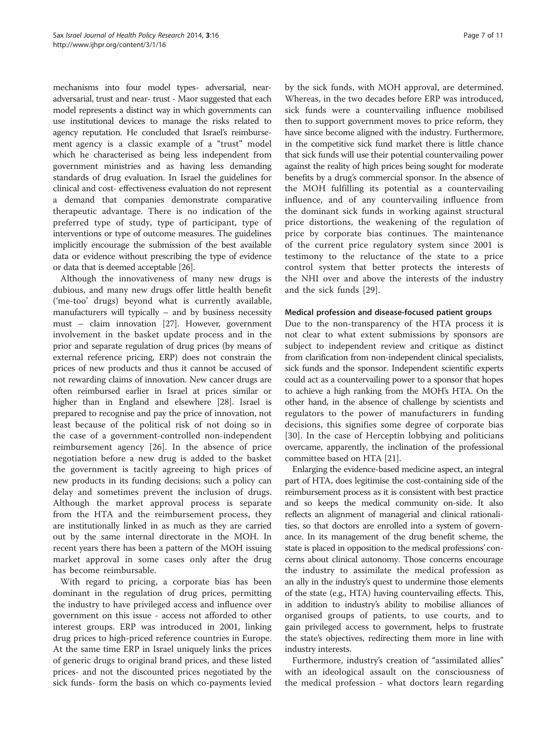mechanisms into four model types- adversarial, near-adversarial, trust and near- trust - Maor suggested that each model represents a distinct way in which governments can use institutional devices to manage the risks related to agency reputation. He concluded that Israel's reimbursement agency is a classic example of a "trust" model which he characterised as being less independent from government ministries and as having less demanding standards of drug evaluation. In Israel the guidelines for clinical and cost- effectiveness evaluation do not represent a demand that companies demonstrate comparative therapeutic advantage. There is no indication of the preferred type of study, type of participant, type of interventions or type of outcome measures. The guidelines implicitly encourage the submission of the best available data or evidence without prescribing the type of evidence or data that is deemed acceptable [26].

Although the innovativeness of many new drugs is dubious, and many new drugs offer little health benefit ('me-too' drugs) beyond what is currently available, manufacturers will typically – and by business necessity must – claim innovation [27]. However, government involvement in the basket update process and in the prior and separate regulation of drug prices (by means of external reference pricing, ERP) does not constrain the prices of new products and thus it cannot be accused of not rewarding claims of innovation. New cancer drugs are often reimbursed earlier in Israel at prices similar or higher than in England and elsewhere [28]. Israel is prepared to recognise and pay the price of innovation, not least because of the political risk of not doing so in the case of a government-controlled non-independent reimbursement agency [26]. In the absence of price negotiation before a new drug is added to the basket the government is tacitly agreeing to high prices of new products in its funding decisions; such a policy can delay and sometimes prevent the inclusion of drugs. Although the market approval process is separate from the HTA and the reimbursement process, they are institutionally linked in as much as they are carried out by the same internal directorate in the MOH. In recent years there has been a pattern of the MOH issuing market approval in some cases only after the drug has become reimbursable.

With regard to pricing, a corporate bias has been dominant in the regulation of drug prices, permitting the industry to have privileged access and influence over government on this issue - access not afforded to other interest groups. ERP was introduced in 2001, linking drug prices to high-priced reference countries in Europe. At the same time ERP in Israel uniquely links the prices of generic drugs to original brand prices, and these listed prices- and not the discounted prices negotiated by the sick funds- form the basis on which co-payments levied by the sick funds, with MOH approval, are determined. Whereas, in the two decades before ERP was introduced, sick funds were a countervailing influence mobilised then to support government moves to price reform, they have since become aligned with the industry. Furthermore, in the competitive sick fund market there is little chance that sick funds will use their potential countervailing power against the reality of high prices being sought for moderate benefits by a drug's commercial sponsor. In the absence of the MOH fulfilling its potential as a countervailing influence, and of any countervailing influence from the dominant sick funds in working against structural price distortions, the weakening of the regulation of price by corporate bias continues. The maintenance of the current price regulatory system since 2001 is testimony to the reluctance of the state to a price control system that better protects the interests of the NHI over and above the interests of the industry and the sick funds [29].

#### Medical profession and disease-focused patient groups

Due to the non-transparency of the HTA process it is not clear to what extent submissions by sponsors are subject to independent review and critique as distinct from clarification from non-independent clinical specialists, sick funds and the sponsor. Independent scientific experts could act as a countervailing power to a sponsor that hopes to achieve a high ranking from the MOH's HTA. On the other hand, in the absence of challenge by scientists and regulators to the power of manufacturers in funding decisions, this signifies some degree of corporate bias [30]. In the case of Herceptin lobbying and politicians overcame, apparently, the inclination of the professional committee based on HTA [21].

Enlarging the evidence-based medicine aspect, an integral part of HTA, does legitimise the cost-containing side of the reimbursement process as it is consistent with best practice and so keeps the medical community on-side. It also reflects an alignment of managerial and clinical rationalities, so that doctors are enrolled into a system of governance. In its management of the drug benefit scheme, the state is placed in opposition to the medical professions' concerns about clinical autonomy. Those concerns encourage the industry to assimilate the medical profession as an ally in the industry's quest to undermine those elements of the state (e.g., HTA) having countervailing effects. This, in addition to industry's ability to mobilise alliances of organised groups of patients, to use courts, and to gain privileged access to government, helps to frustrate the state's objectives, redirecting them more in line with industry interests.

Furthermore, industry's creation of "assimilated allies" with an ideological assault on the consciousness of the medical profession - what doctors learn regarding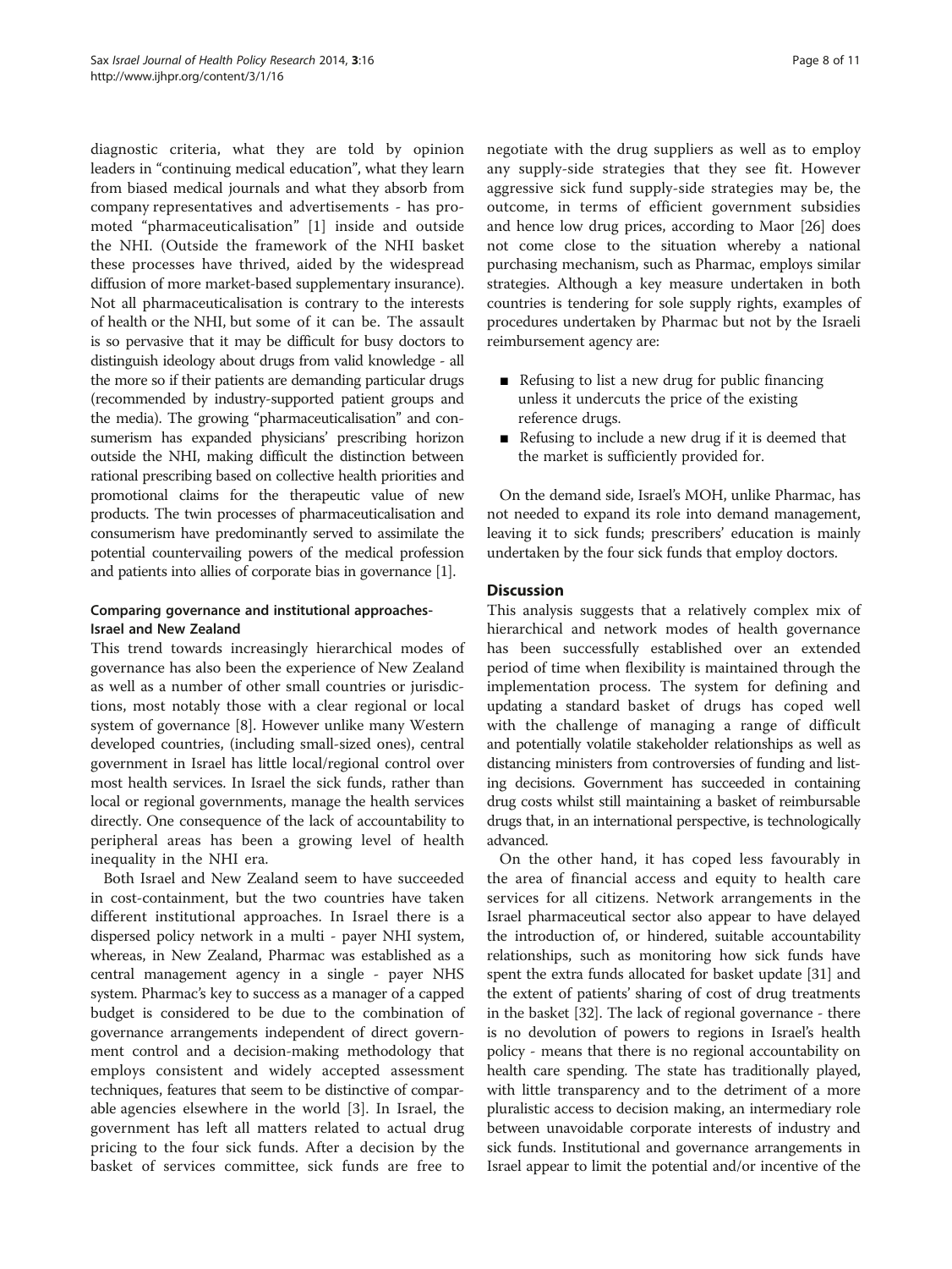diagnostic criteria, what they are told by opinion leaders in "continuing medical education", what they learn from biased medical journals and what they absorb from company representatives and advertisements - has promoted "pharmaceuticalisation" [1] inside and outside the NHI. (Outside the framework of the NHI basket these processes have thrived, aided by the widespread diffusion of more market-based supplementary insurance). Not all pharmaceuticalisation is contrary to the interests of health or the NHI, but some of it can be. The assault is so pervasive that it may be difficult for busy doctors to distinguish ideology about drugs from valid knowledge - all the more so if their patients are demanding particular drugs (recommended by industry-supported patient groups and the media). The growing "pharmaceuticalisation" and consumerism has expanded physicians' prescribing horizon outside the NHI, making difficult the distinction between rational prescribing based on collective health priorities and promotional claims for the therapeutic value of new products. The twin processes of pharmaceuticalisation and consumerism have predominantly served to assimilate the potential countervailing powers of the medical profession and patients into allies of corporate bias in governance [1].

### Comparing governance and institutional approaches- Israel and New Zealand

This trend towards increasingly hierarchical modes of governance has also been the experience of New Zealand as well as a number of other small countries or jurisdictions, most notably those with a clear regional or local system of governance [8]. However unlike many Western developed countries, (including small-sized ones), central government in Israel has little local/regional control over most health services. In Israel the sick funds, rather than local or regional governments, manage the health services directly. One consequence of the lack of accountability to peripheral areas has been a growing level of health inequality in the NHI era.

Both Israel and New Zealand seem to have succeeded in cost-containment, but the two countries have taken different institutional approaches. In Israel there is a dispersed policy network in a multi - payer NHI system, whereas, in New Zealand, Pharmac was established as a central management agency in a single - payer NHS system. Pharmac's key to success as a manager of a capped budget is considered to be due to the combination of governance arrangements independent of direct government control and a decision-making methodology that employs consistent and widely accepted assessment techniques, features that seem to be distinctive of comparable agencies elsewhere in the world [3]. In Israel, the government has left all matters related to actual drug pricing to the four sick funds. After a decision by the basket of services committee, sick funds are free to negotiate with the drug suppliers as well as to employ any supply-side strategies that they see fit. However aggressive sick fund supply-side strategies may be, the outcome, in terms of efficient government subsidies and hence low drug prices, according to Maor [26] does not come close to the situation whereby a national purchasing mechanism, such as Pharmac, employs similar strategies. Although a key measure undertaken in both countries is tendering for sole supply rights, examples of procedures undertaken by Pharmac but not by the Israeli reimbursement agency are:

- Refusing to list a new drug for public financing unless it undercuts the price of the existing reference drugs.
- Refusing to include a new drug if it is deemed that the market is sufficiently provided for.

On the demand side, Israel's MOH, unlike Pharmac, has not needed to expand its role into demand management, leaving it to sick funds; prescribers' education is mainly undertaken by the four sick funds that employ doctors.

## Discussion

This analysis suggests that a relatively complex mix of hierarchical and network modes of health governance has been successfully established over an extended period of time when flexibility is maintained through the implementation process. The system for defining and updating a standard basket of drugs has coped well with the challenge of managing a range of difficult and potentially volatile stakeholder relationships as well as distancing ministers from controversies of funding and listing decisions. Government has succeeded in containing drug costs whilst still maintaining a basket of reimbursable drugs that, in an international perspective, is technologically advanced.

On the other hand, it has coped less favourably in the area of financial access and equity to health care services for all citizens. Network arrangements in the Israel pharmaceutical sector also appear to have delayed the introduction of, or hindered, suitable accountability relationships, such as monitoring how sick funds have spent the extra funds allocated for basket update [31] and the extent of patients' sharing of cost of drug treatments in the basket [32]. The lack of regional governance - there is no devolution of powers to regions in Israel's health policy - means that there is no regional accountability on health care spending. The state has traditionally played, with little transparency and to the detriment of a more pluralistic access to decision making, an intermediary role between unavoidable corporate interests of industry and sick funds. Institutional and governance arrangements in Israel appear to limit the potential and/or incentive of the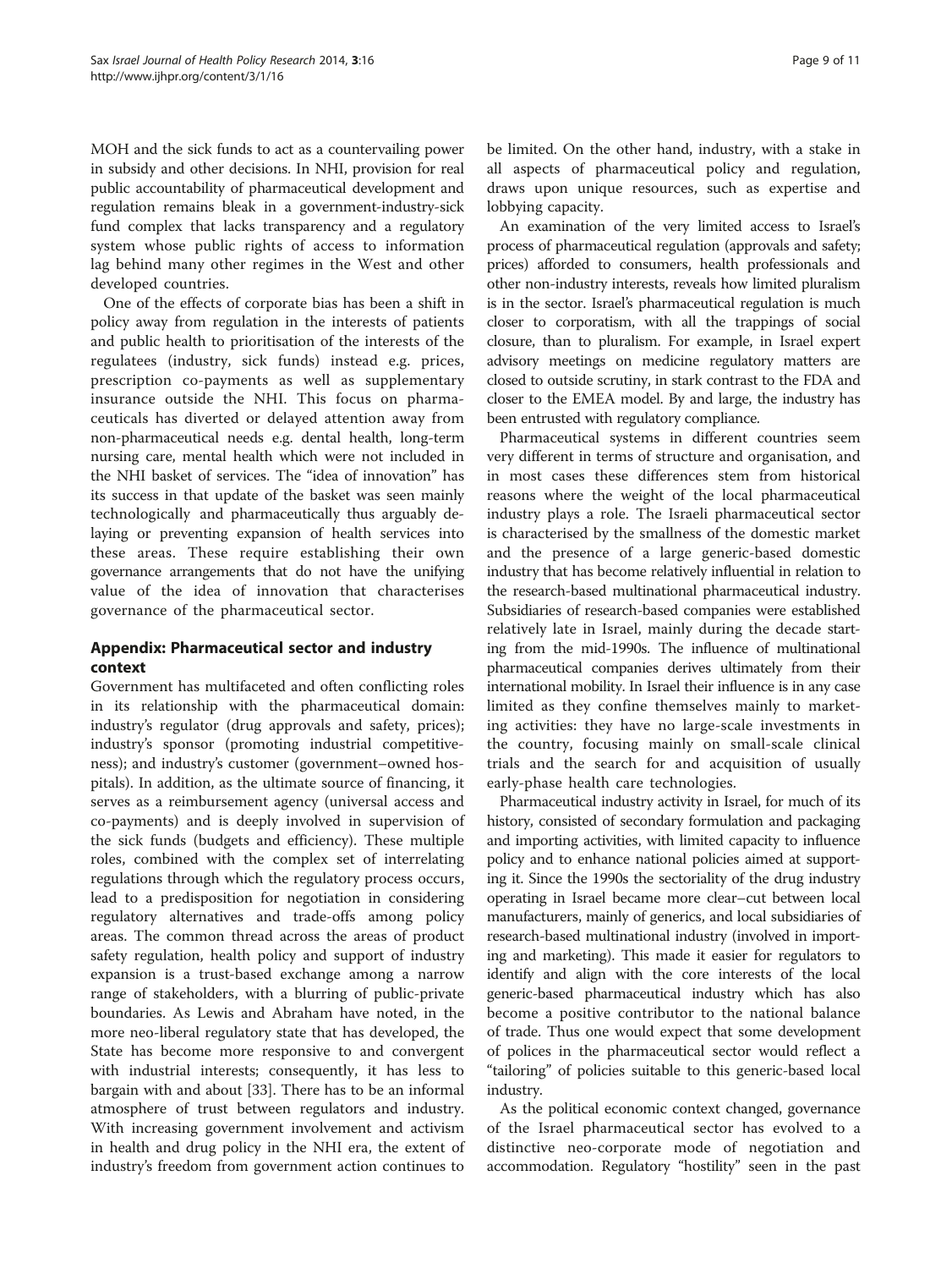MOH and the sick funds to act as a countervailing power in subsidy and other decisions. In NHI, provision for real public accountability of pharmaceutical development and regulation remains bleak in a government-industry-sick fund complex that lacks transparency and a regulatory system whose public rights of access to information lag behind many other regimes in the West and other developed countries.

One of the effects of corporate bias has been a shift in policy away from regulation in the interests of patients and public health to prioritisation of the interests of the regulatees (industry, sick funds) instead e.g. prices, prescription co-payments as well as supplementary insurance outside the NHI. This focus on pharmaceuticals has diverted or delayed attention away from non-pharmaceutical needs e.g. dental health, long-term nursing care, mental health which were not included in the NHI basket of services. The "idea of innovation" has its success in that update of the basket was seen mainly technologically and pharmaceutically thus arguably delaying or preventing expansion of health services into these areas. These require establishing their own governance arrangements that do not have the unifying value of the idea of innovation that characterises governance of the pharmaceutical sector.

## Appendix: Pharmaceutical sector and industry context

Government has multifaceted and often conflicting roles in its relationship with the pharmaceutical domain: industry's regulator (drug approvals and safety, prices); industry's sponsor (promoting industrial competitiveness); and industry's customer (government–owned hospitals). In addition, as the ultimate source of financing, it serves as a reimbursement agency (universal access and co-payments) and is deeply involved in supervision of the sick funds (budgets and efficiency). These multiple roles, combined with the complex set of interrelating regulations through which the regulatory process occurs, lead to a predisposition for negotiation in considering regulatory alternatives and trade-offs among policy areas. The common thread across the areas of product safety regulation, health policy and support of industry expansion is a trust-based exchange among a narrow range of stakeholders, with a blurring of public-private boundaries. As Lewis and Abraham have noted, in the more neo-liberal regulatory state that has developed, the State has become more responsive to and convergent with industrial interests; consequently, it has less to bargain with and about [33]. There has to be an informal atmosphere of trust between regulators and industry. With increasing government involvement and activism in health and drug policy in the NHI era, the extent of industry's freedom from government action continues to be limited. On the other hand, industry, with a stake in all aspects of pharmaceutical policy and regulation, draws upon unique resources, such as expertise and lobbying capacity.

An examination of the very limited access to Israel's process of pharmaceutical regulation (approvals and safety; prices) afforded to consumers, health professionals and other non-industry interests, reveals how limited pluralism is in the sector. Israel's pharmaceutical regulation is much closer to corporatism, with all the trappings of social closure, than to pluralism. For example, in Israel expert advisory meetings on medicine regulatory matters are closed to outside scrutiny, in stark contrast to the FDA and closer to the EMEA model. By and large, the industry has been entrusted with regulatory compliance.

Pharmaceutical systems in different countries seem very different in terms of structure and organisation, and in most cases these differences stem from historical reasons where the weight of the local pharmaceutical industry plays a role. The Israeli pharmaceutical sector is characterised by the smallness of the domestic market and the presence of a large generic-based domestic industry that has become relatively influential in relation to the research-based multinational pharmaceutical industry. Subsidiaries of research-based companies were established relatively late in Israel, mainly during the decade starting from the mid-1990s. The influence of multinational pharmaceutical companies derives ultimately from their international mobility. In Israel their influence is in any case limited as they confine themselves mainly to marketing activities: they have no large-scale investments in the country, focusing mainly on small-scale clinical trials and the search for and acquisition of usually early-phase health care technologies.

Pharmaceutical industry activity in Israel, for much of its history, consisted of secondary formulation and packaging and importing activities, with limited capacity to influence policy and to enhance national policies aimed at supporting it. Since the 1990s the sectoriality of the drug industry operating in Israel became more clear–cut between local manufacturers, mainly of generics, and local subsidiaries of research-based multinational industry (involved in importing and marketing). This made it easier for regulators to identify and align with the core interests of the local generic-based pharmaceutical industry which has also become a positive contributor to the national balance of trade. Thus one would expect that some development of polices in the pharmaceutical sector would reflect a "tailoring" of policies suitable to this generic-based local industry.

As the political economic context changed, governance of the Israel pharmaceutical sector has evolved to a distinctive neo-corporate mode of negotiation and accommodation. Regulatory "hostility" seen in the past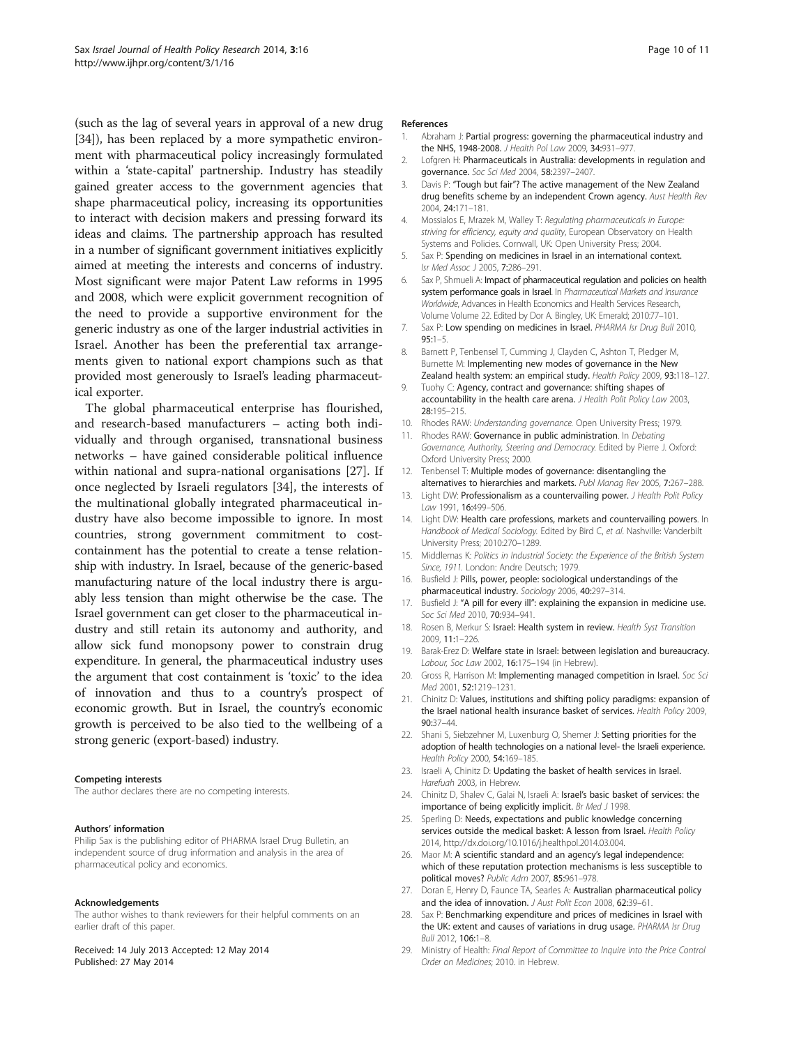(such as the lag of several years in approval of a new drug [34]), has been replaced by a more sympathetic environment with pharmaceutical policy increasingly formulated within a 'state-capital' partnership. Industry has steadily gained greater access to the government agencies that shape pharmaceutical policy, increasing its opportunities to interact with decision makers and pressing forward its ideas and claims. The partnership approach has resulted in a number of significant government initiatives explicitly aimed at meeting the interests and concerns of industry. Most significant were major Patent Law reforms in 1995 and 2008, which were explicit government recognition of the need to provide a supportive environment for the generic industry as one of the larger industrial activities in Israel. Another has been the preferential tax arrangements given to national export champions such as that provided most generously to Israel's leading pharmaceutical exporter.

The global pharmaceutical enterprise has flourished, and research-based manufacturers – acting both individually and through organised, transnational business networks – have gained considerable political influence within national and supra-national organisations [27]. If once neglected by Israeli regulators [34], the interests of the multinational globally integrated pharmaceutical industry have also become impossible to ignore. In most countries, strong government commitment to cost-containment has the potential to create a tense relationship with industry. In Israel, because of the generic-based manufacturing nature of the local industry there is arguably less tension than might otherwise be the case. The Israel government can get closer to the pharmaceutical industry and still retain its autonomy and authority, and allow sick fund monopsony power to constrain drug expenditure. In general, the pharmaceutical industry uses the argument that cost containment is 'toxic' to the idea of innovation and thus to a country's prospect of economic growth. But in Israel, the country's economic growth is perceived to be also tied to the wellbeing of a strong generic (export-based) industry.

#### Competing interests

The author declares there are no competing interests.

#### Authors' information

Philip Sax is the publishing editor of PHARMA Israel Drug Bulletin, an independent source of drug information and analysis in the area of pharmaceutical policy and economics.

#### Acknowledgements

The author wishes to thank reviewers for their helpful comments on an earlier draft of this paper.

Received: 14 July 2013 Accepted: 12 May 2014
Published: 27 May 2014

#### References

1. Abraham J: **Partial progress: governing the pharmaceutical industry and the NHS, 1948-2008.** *J Health Pol Law* 2009, **34:**931–977.
2. Lofgren H: **Pharmaceuticals in Australia: developments in regulation and governance.** *Soc Sci Med* 2004, **58:**2397–2407.
3. Davis P: **"Tough but fair"? The active management of the New Zealand drug benefits scheme by an independent Crown agency.** *Aust Health Rev* 2004, **24:**171–181.
4. Mossialos E, Mrazek M, Walley T: *Regulating pharmaceuticals in Europe: striving for efficiency, equity and quality*, European Observatory on Health Systems and Policies. Cornwall, UK: Open University Press; 2004.
5. Sax P: **Spending on medicines in Israel in an international context.** *Isr Med Assoc J* 2005, **7:**286–291.
6. Sax P, Shmueli A: **Impact of pharmaceutical regulation and policies on health system performance goals in Israel**. In *Pharmaceutical Markets and Insurance Worldwide*, Advances in Health Economics and Health Services Research, Volume Volume 22. Edited by Dor A. Bingley, UK: Emerald; 2010:77–101.
7. Sax P: **Low spending on medicines in Israel.** *PHARMA Isr Drug Bull* 2010, **95:**1–5.
8. Barnett P, Tenbensel T, Cumming J, Clayden C, Ashton T, Pledger M, Burnette M: **Implementing new modes of governance in the New Zealand health system: an empirical study.** *Health Policy* 2009, **93:**118–127.
9. Tuohy C: **Agency, contract and governance: shifting shapes of accountability in the health care arena.** *J Health Polit Policy Law* 2003, **28:**195–215.
10. Rhodes RAW: *Understanding governance.* Open University Press; 1979.
11. Rhodes RAW: **Governance in public administration**. In *Debating Governance, Authority, Steering and Democracy.* Edited by Pierre J. Oxford: Oxford University Press; 2000.
12. Tenbensel T: **Multiple modes of governance: disentangling the alternatives to hierarchies and markets.** *Publ Manag Rev* 2005, **7:**267–288.
13. Light DW: **Professionalism as a countervailing power.** *J Health Polit Policy Law* 1991, **16:**499–506.
14. Light DW: **Health care professions, markets and countervailing powers**. In *Handbook of Medical Sociology.* Edited by Bird C, *et al.* Nashville: Vanderbilt University Press; 2010:270–1289.
15. Middlemas K: *Politics in Industrial Society: the Experience of the British System Since, 1911.* London: Andre Deutsch; 1979.
16. Busfield J: **Pills, power, people: sociological understandings of the pharmaceutical industry.** *Sociology* 2006, **40:**297–314.
17. Busfield J: **"A pill for every ill": explaining the expansion in medicine use.** *Soc Sci Med* 2010, **70:**934–941.
18. Rosen B, Merkur S: **Israel: Health system in review.** *Health Syst Transition* 2009, **11:**1–226.
19. Barak-Erez D: **Welfare state in Israel: between legislation and bureaucracy.** *Labour, Soc Law* 2002, **16:**175–194 (in Hebrew).
20. Gross R, Harrison M: **Implementing managed competition in Israel.** *Soc Sci Med* 2001, **52:**1219–1231.
21. Chinitz D: **Values, institutions and shifting policy paradigms: expansion of the Israel national health insurance basket of services.** *Health Policy* 2009, **90:**37–44.
22. Shani S, Siebzehner M, Luxenburg O, Shemer J: **Setting priorities for the adoption of health technologies on a national level- the Israeli experience.** *Health Policy* 2000, **54:**169–185.
23. Israeli A, Chinitz D: **Updating the basket of health services in Israel.** *Harefuah* 2003, in Hebrew.
24. Chinitz D, Shalev C, Galai N, Israeli A: **Israel's basic basket of services: the importance of being explicitly implicit.** *Br Med J* 1998.
25. Sperling D: **Needs, expectations and public knowledge concerning services outside the medical basket: A lesson from Israel.** *Health Policy* 2014, http://dx.doi.org/10.1016/j.healthpol.2014.03.004.
26. Maor M: **A scientific standard and an agency's legal independence: which of these reputation protection mechanisms is less susceptible to political moves?** *Public Adm* 2007, **85:**961–978.
27. Doran E, Henry D, Faunce TA, Searles A: **Australian pharmaceutical policy and the idea of innovation.** *J Aust Polit Econ* 2008, **62:**39–61.
28. Sax P: **Benchmarking expenditure and prices of medicines in Israel with the UK: extent and causes of variations in drug usage.** *PHARMA Isr Drug Bull* 2012, **106:**1–8.
29. Ministry of Health: *Final Report of Committee to Inquire into the Price Control Order on Medicines*; 2010. in Hebrew.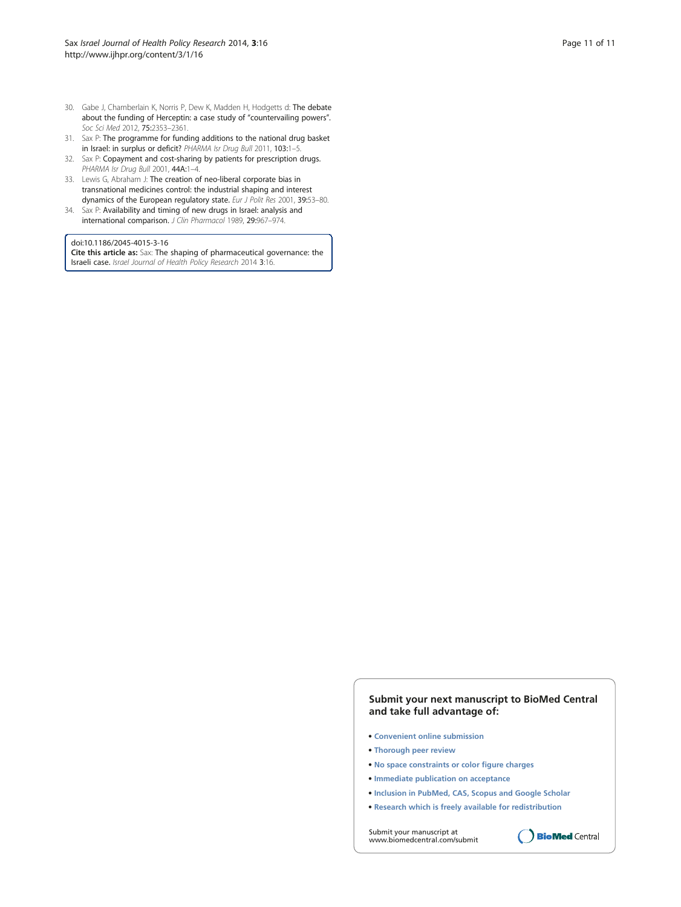30. Gabe J, Chamberlain K, Norris P, Dew K, Madden H, Hodgetts d: **The debate about the funding of Herceptin: a case study of "countervailing powers".** *Soc Sci Med* 2012, **75:**2353–2361.
31. Sax P: **The programme for funding additions to the national drug basket in Israel: in surplus or deficit?** *PHARMA Isr Drug Bull* 2011, **103:**1–5.
32. Sax P: **Copayment and cost-sharing by patients for prescription drugs.** *PHARMA Isr Drug Bull* 2001, **44A:**1–4.
33. Lewis G, Abraham J: **The creation of neo-liberal corporate bias in transnational medicines control: the industrial shaping and interest dynamics of the European regulatory state.** *Eur J Polit Res* 2001, **39:**53–80.
34. Sax P: **Availability and timing of new drugs in Israel: analysis and international comparison.** *J Clin Pharmacol* 1989, **29:**967–974.

doi:10.1186/2045-4015-3-16

**Cite this article as:** Sax: The shaping of pharmaceutical governance: the Israeli case. *Israel Journal of Health Policy Research* 2014 **3**:16.

**Submit your next manuscript to BioMed Central and take full advantage of:**

- **Convenient online submission**
- **Thorough peer review**
- **No space constraints or color figure charges**
- **Immediate publication on acceptance**
- **Inclusion in PubMed, CAS, Scopus and Google Scholar**
- **Research which is freely available for redistribution**

Submit your manuscript at
www.biomedcentral.com/submit

BioMed Central